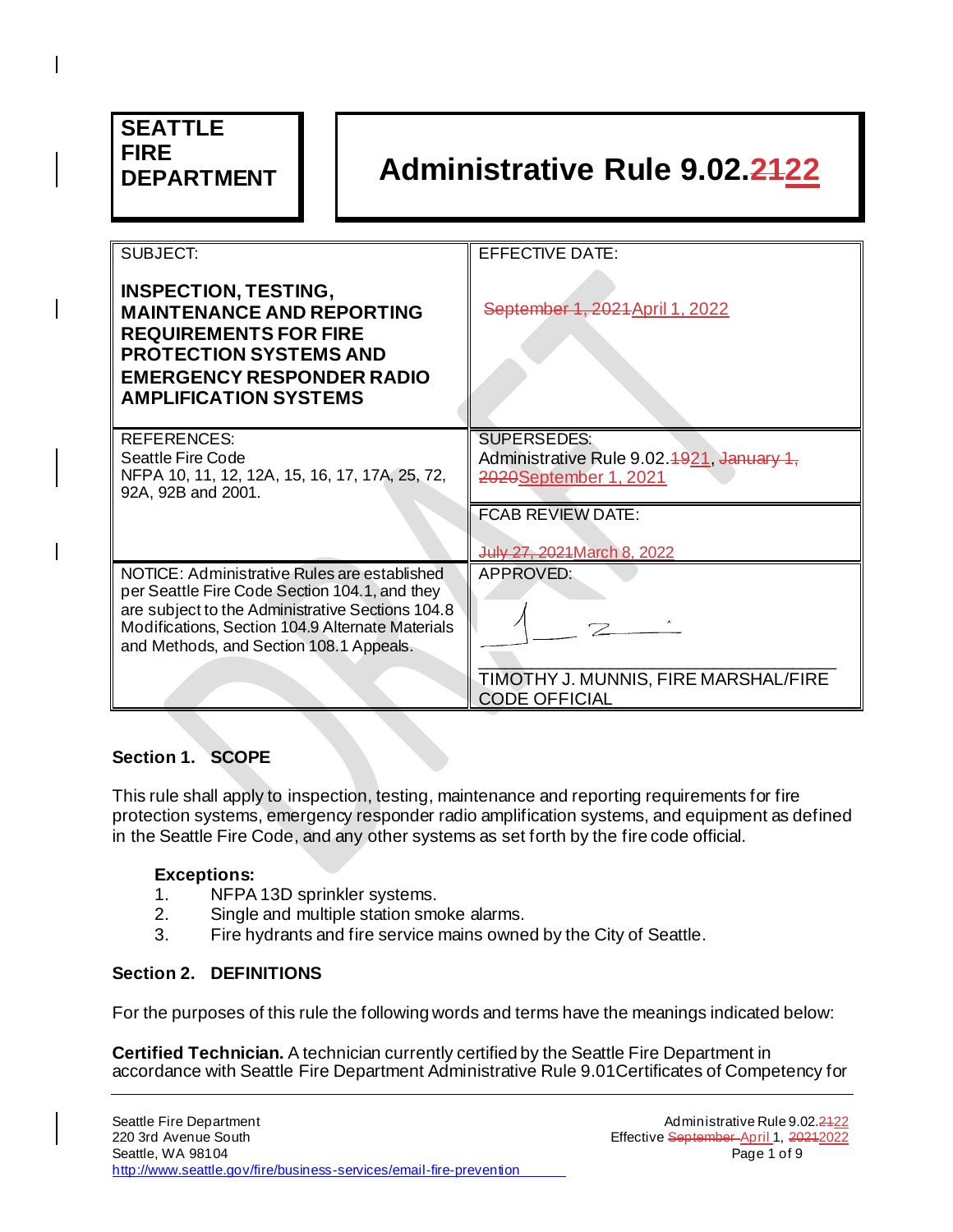| SEATTLE FIRE DEPARTMENT | Administrative Rule 9.02.~~21~~22 |
|---|---|

| SUBJECT: **INSPECTION, TESTING, MAINTENANCE AND REPORTING REQUIREMENTS FOR FIRE PROTECTION SYSTEMS AND EMERGENCY RESPONDER RADIO AMPLIFICATION SYSTEMS** | EFFECTIVE DATE: ~~September 1, 2021~~April 1, 2022 |
|---|---|
| REFERENCES: Seattle Fire Code NFPA 10, 11, 12, 12A, 15, 16, 17, 17A, 25, 72, 92A, 92B and 2001. | SUPERSEDES: Administrative Rule 9.02.~~19~~21, ~~January 1, 2020~~September 1, 2021 |
| | FCAB REVIEW DATE: ~~July 27, 2021~~March 8, 2022 |
| NOTICE: Administrative Rules are established per Seattle Fire Code Section 104.1, and they are subject to the Administrative Sections 104.8 Modifications, Section 104.9 Alternate Materials and Methods, and Section 108.1 Appeals. | APPROVED: TIMOTHY J. MUNNIS, FIRE MARSHAL/FIRE CODE OFFICIAL |

**Section 1. SCOPE**

This rule shall apply to inspection, testing, maintenance and reporting requirements for fire protection systems, emergency responder radio amplification systems, and equipment as defined in the Seattle Fire Code, and any other systems as set forth by the fire code official.

**Exceptions:**

1. NFPA 13D sprinkler systems.
2. Single and multiple station smoke alarms.
3. Fire hydrants and fire service mains owned by the City of Seattle.

**Section 2. DEFINITIONS**

For the purposes of this rule the following words and terms have the meanings indicated below:

**Certified Technician.** A technician currently certified by the Seattle Fire Department in accordance with Seattle Fire Department Administrative Rule 9.01Certificates of Competency for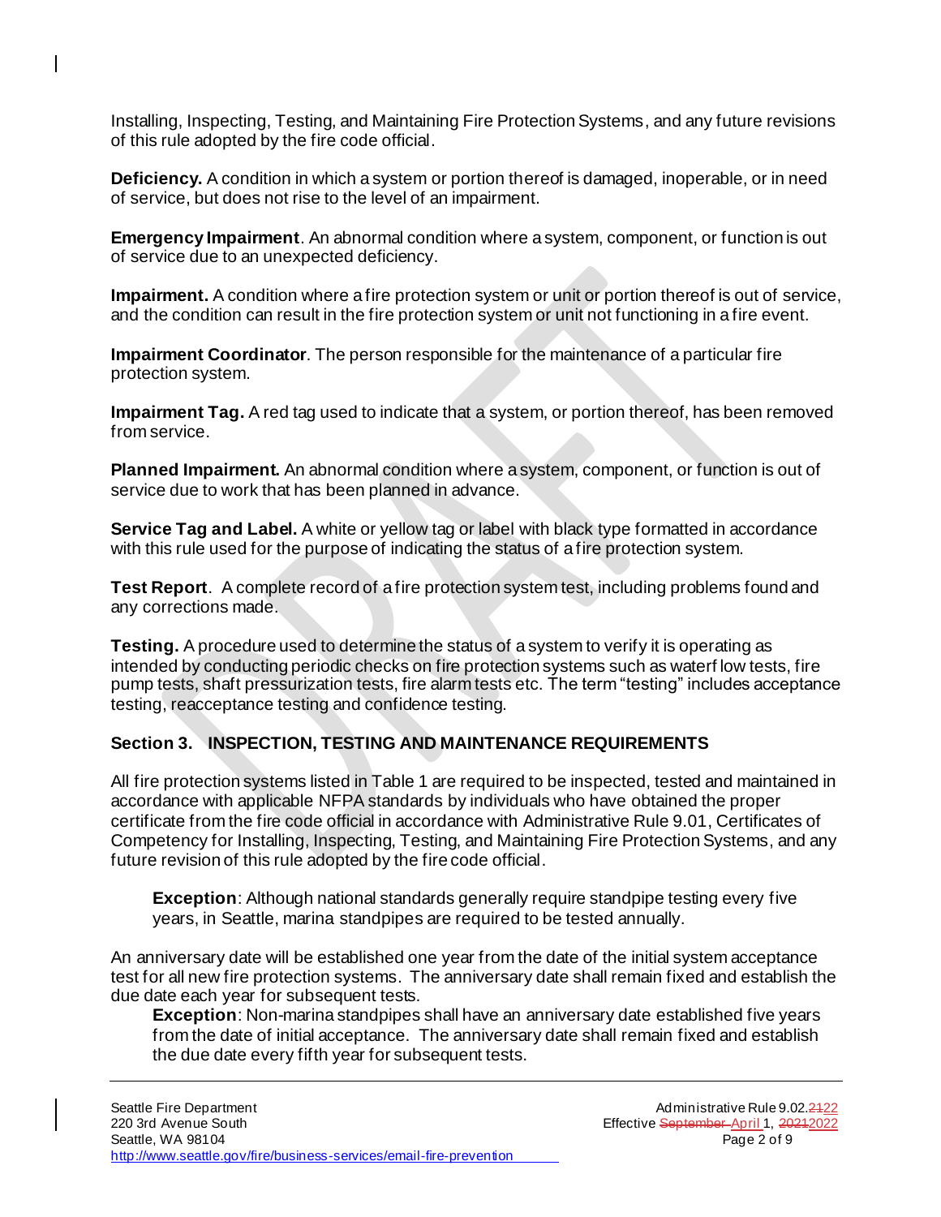Installing, Inspecting, Testing, and Maintaining Fire Protection Systems, and any future revisions of this rule adopted by the fire code official.

**Deficiency.** A condition in which a system or portion thereof is damaged, inoperable, or in need of service, but does not rise to the level of an impairment.

**Emergency Impairment**. An abnormal condition where a system, component, or function is out of service due to an unexpected deficiency.

**Impairment.** A condition where a fire protection system or unit or portion thereof is out of service, and the condition can result in the fire protection system or unit not functioning in a fire event.

**Impairment Coordinator**. The person responsible for the maintenance of a particular fire protection system.

**Impairment Tag.** A red tag used to indicate that a system, or portion thereof, has been removed from service.

**Planned Impairment.** An abnormal condition where a system, component, or function is out of service due to work that has been planned in advance.

**Service Tag and Label.** A white or yellow tag or label with black type formatted in accordance with this rule used for the purpose of indicating the status of a fire protection system.

**Test Report**. A complete record of a fire protection system test, including problems found and any corrections made.

**Testing.** A procedure used to determine the status of a system to verify it is operating as intended by conducting periodic checks on fire protection systems such as waterflow tests, fire pump tests, shaft pressurization tests, fire alarm tests etc. The term "testing" includes acceptance testing, reacceptance testing and confidence testing.

## Section 3. INSPECTION, TESTING AND MAINTENANCE REQUIREMENTS

All fire protection systems listed in Table 1 are required to be inspected, tested and maintained in accordance with applicable NFPA standards by individuals who have obtained the proper certificate from the fire code official in accordance with Administrative Rule 9.01, Certificates of Competency for Installing, Inspecting, Testing, and Maintaining Fire Protection Systems, and any future revision of this rule adopted by the fire code official.

> **Exception**: Although national standards generally require standpipe testing every five years, in Seattle, marina standpipes are required to be tested annually.

An anniversary date will be established one year from the date of the initial system acceptance test for all new fire protection systems. The anniversary date shall remain fixed and establish the due date each year for subsequent tests.

> **Exception**: Non-marina standpipes shall have an anniversary date established five years from the date of initial acceptance. The anniversary date shall remain fixed and establish the due date every fifth year for subsequent tests.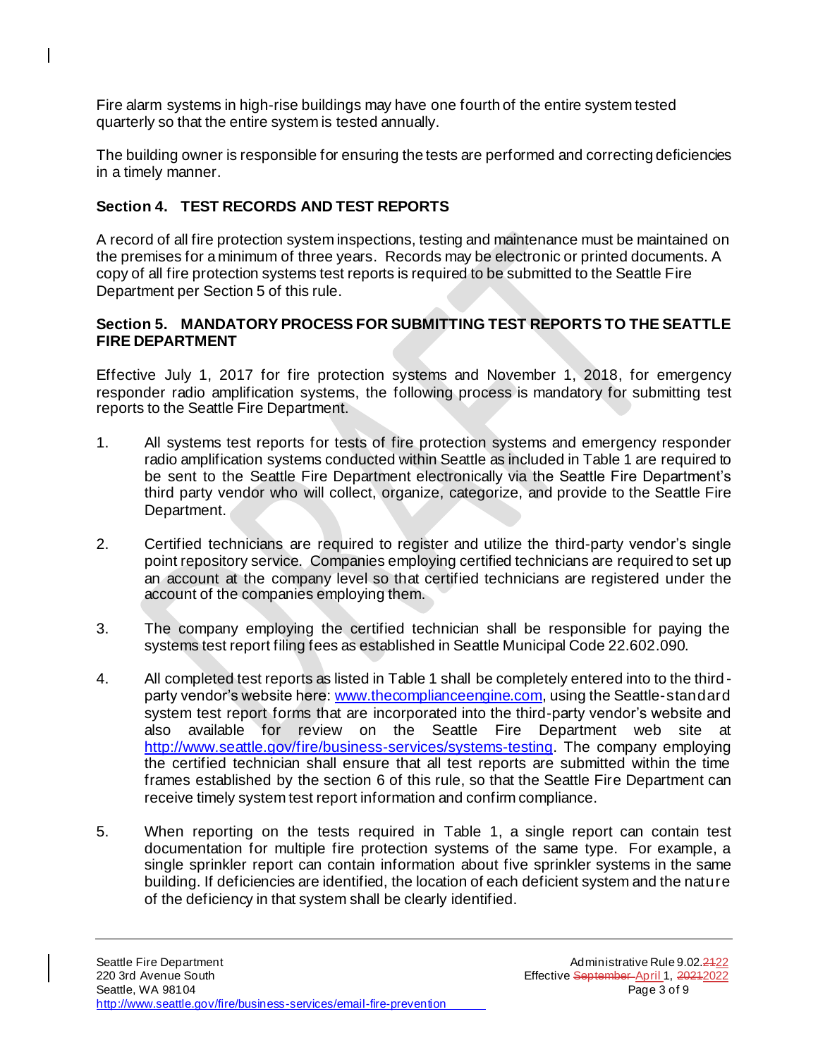Fire alarm systems in high-rise buildings may have one fourth of the entire system tested quarterly so that the entire system is tested annually.

The building owner is responsible for ensuring the tests are performed and correcting deficiencies in a timely manner.

## Section 4. TEST RECORDS AND TEST REPORTS

A record of all fire protection system inspections, testing and maintenance must be maintained on the premises for a minimum of three years. Records may be electronic or printed documents. A copy of all fire protection systems test reports is required to be submitted to the Seattle Fire Department per Section 5 of this rule.

## Section 5. MANDATORY PROCESS FOR SUBMITTING TEST REPORTS TO THE SEATTLE FIRE DEPARTMENT

Effective July 1, 2017 for fire protection systems and November 1, 2018, for emergency responder radio amplification systems, the following process is mandatory for submitting test reports to the Seattle Fire Department.

1. All systems test reports for tests of fire protection systems and emergency responder radio amplification systems conducted within Seattle as included in Table 1 are required to be sent to the Seattle Fire Department electronically via the Seattle Fire Department's third party vendor who will collect, organize, categorize, and provide to the Seattle Fire Department.

2. Certified technicians are required to register and utilize the third-party vendor's single point repository service. Companies employing certified technicians are required to set up an account at the company level so that certified technicians are registered under the account of the companies employing them.

3. The company employing the certified technician shall be responsible for paying the systems test report filing fees as established in Seattle Municipal Code 22.602.090.

4. All completed test reports as listed in Table 1 shall be completely entered into to the third-party vendor's website here: www.thecomplianceengine.com, using the Seattle-standard system test report forms that are incorporated into the third-party vendor's website and also available for review on the Seattle Fire Department web site at http://www.seattle.gov/fire/business-services/systems-testing. The company employing the certified technician shall ensure that all test reports are submitted within the time frames established by the section 6 of this rule, so that the Seattle Fire Department can receive timely system test report information and confirm compliance.

5. When reporting on the tests required in Table 1, a single report can contain test documentation for multiple fire protection systems of the same type. For example, a single sprinkler report can contain information about five sprinkler systems in the same building. If deficiencies are identified, the location of each deficient system and the nature of the deficiency in that system shall be clearly identified.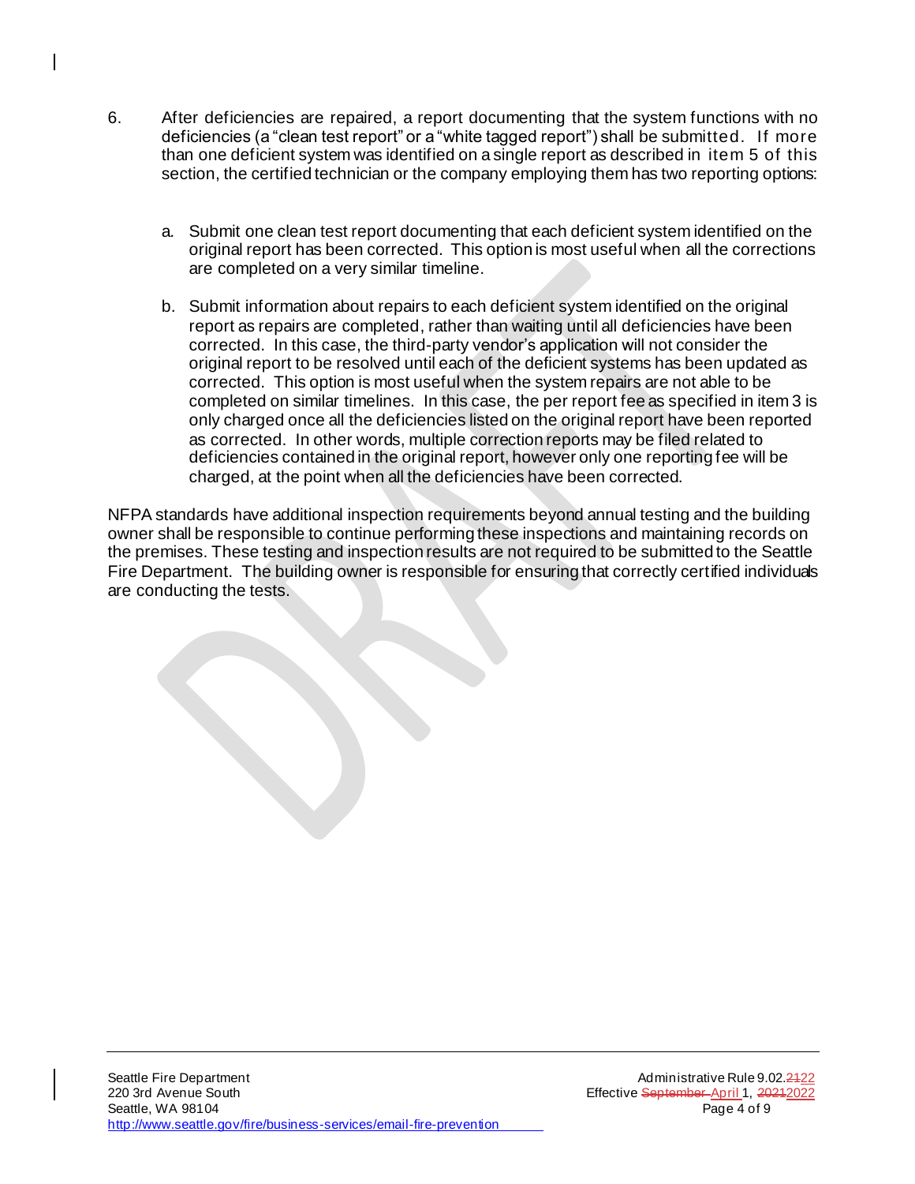6. After deficiencies are repaired, a report documenting that the system functions with no deficiencies (a "clean test report" or a "white tagged report") shall be submitted. If more than one deficient system was identified on a single report as described in item 5 of this section, the certified technician or the company employing them has two reporting options:

   a. Submit one clean test report documenting that each deficient system identified on the original report has been corrected. This option is most useful when all the corrections are completed on a very similar timeline.

   b. Submit information about repairs to each deficient system identified on the original report as repairs are completed, rather than waiting until all deficiencies have been corrected. In this case, the third-party vendor's application will not consider the original report to be resolved until each of the deficient systems has been updated as corrected. This option is most useful when the system repairs are not able to be completed on similar timelines. In this case, the per report fee as specified in item 3 is only charged once all the deficiencies listed on the original report have been reported as corrected. In other words, multiple correction reports may be filed related to deficiencies contained in the original report, however only one reporting fee will be charged, at the point when all the deficiencies have been corrected.

NFPA standards have additional inspection requirements beyond annual testing and the building owner shall be responsible to continue performing these inspections and maintaining records on the premises. These testing and inspection results are not required to be submitted to the Seattle Fire Department. The building owner is responsible for ensuring that correctly certified individuals are conducting the tests.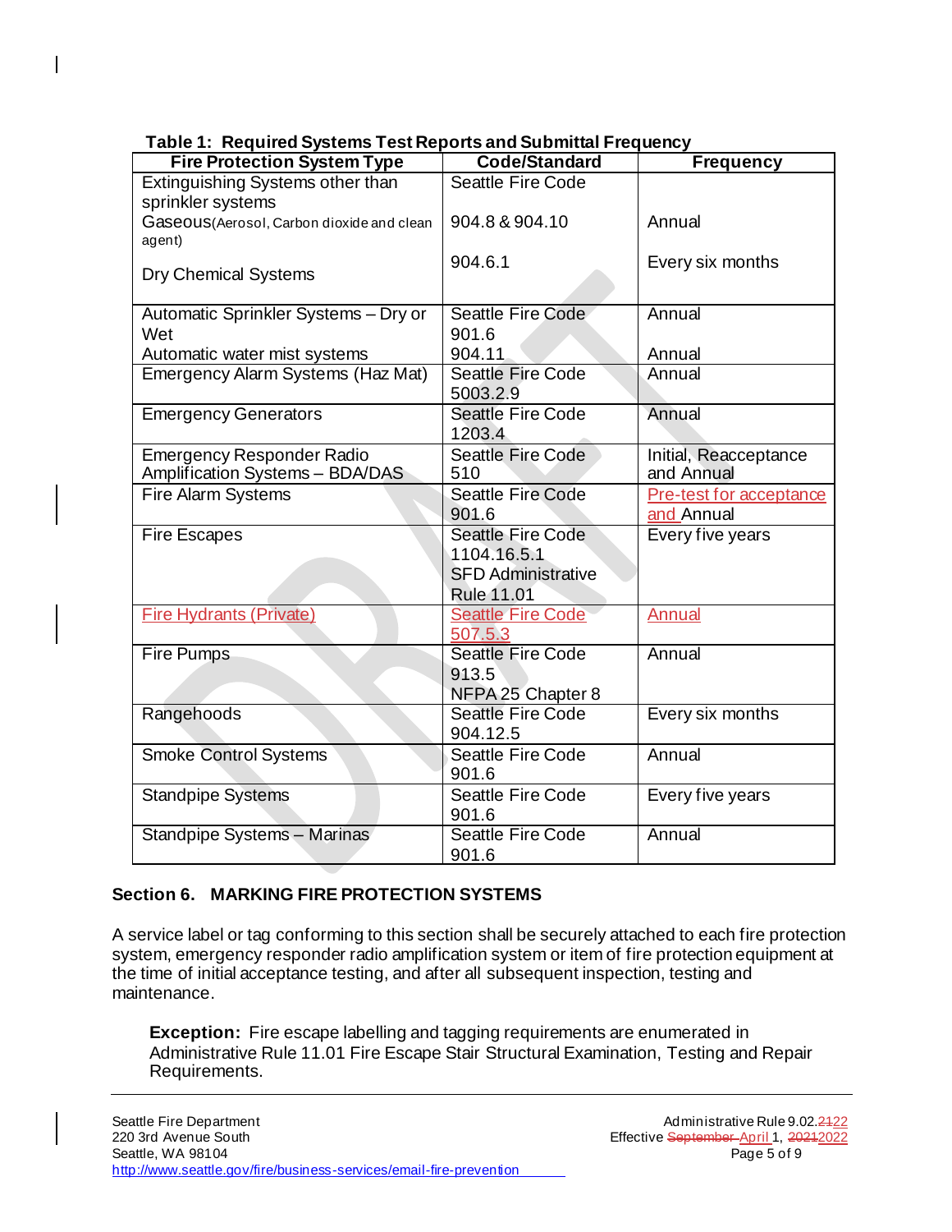**Table 1: Required Systems Test Reports and Submittal Frequency**

| Fire Protection System Type | Code/Standard | Frequency |
|---|---|---|
| Extinguishing Systems other than sprinkler systems | Seattle Fire Code | |
| Gaseous(Aerosol, Carbon dioxide and clean agent) | 904.8 & 904.10 | Annual |
| Dry Chemical Systems | 904.6.1 | Every six months |
| Automatic Sprinkler Systems – Dry or Wet | Seattle Fire Code 901.6 | Annual |
| Automatic water mist systems | 904.11 | Annual |
| Emergency Alarm Systems (Haz Mat) | Seattle Fire Code 5003.2.9 | Annual |
| Emergency Generators | Seattle Fire Code 1203.4 | Annual |
| Emergency Responder Radio Amplification Systems – BDA/DAS | Seattle Fire Code 510 | Initial, Reacceptance and Annual |
| Fire Alarm Systems | Seattle Fire Code 901.6 | Pre-test for acceptance and Annual |
| Fire Escapes | Seattle Fire Code 1104.16.5.1 SFD Administrative Rule 11.01 | Every five years |
| Fire Hydrants (Private) | Seattle Fire Code 507.5.3 | Annual |
| Fire Pumps | Seattle Fire Code 913.5 NFPA 25 Chapter 8 | Annual |
| Rangehoods | Seattle Fire Code 904.12.5 | Every six months |
| Smoke Control Systems | Seattle Fire Code 901.6 | Annual |
| Standpipe Systems | Seattle Fire Code 901.6 | Every five years |
| Standpipe Systems – Marinas | Seattle Fire Code 901.6 | Annual |

## Section 6. MARKING FIRE PROTECTION SYSTEMS

A service label or tag conforming to this section shall be securely attached to each fire protection system, emergency responder radio amplification system or item of fire protection equipment at the time of initial acceptance testing, and after all subsequent inspection, testing and maintenance.

> **Exception:** Fire escape labelling and tagging requirements are enumerated in Administrative Rule 11.01 Fire Escape Stair Structural Examination, Testing and Repair Requirements.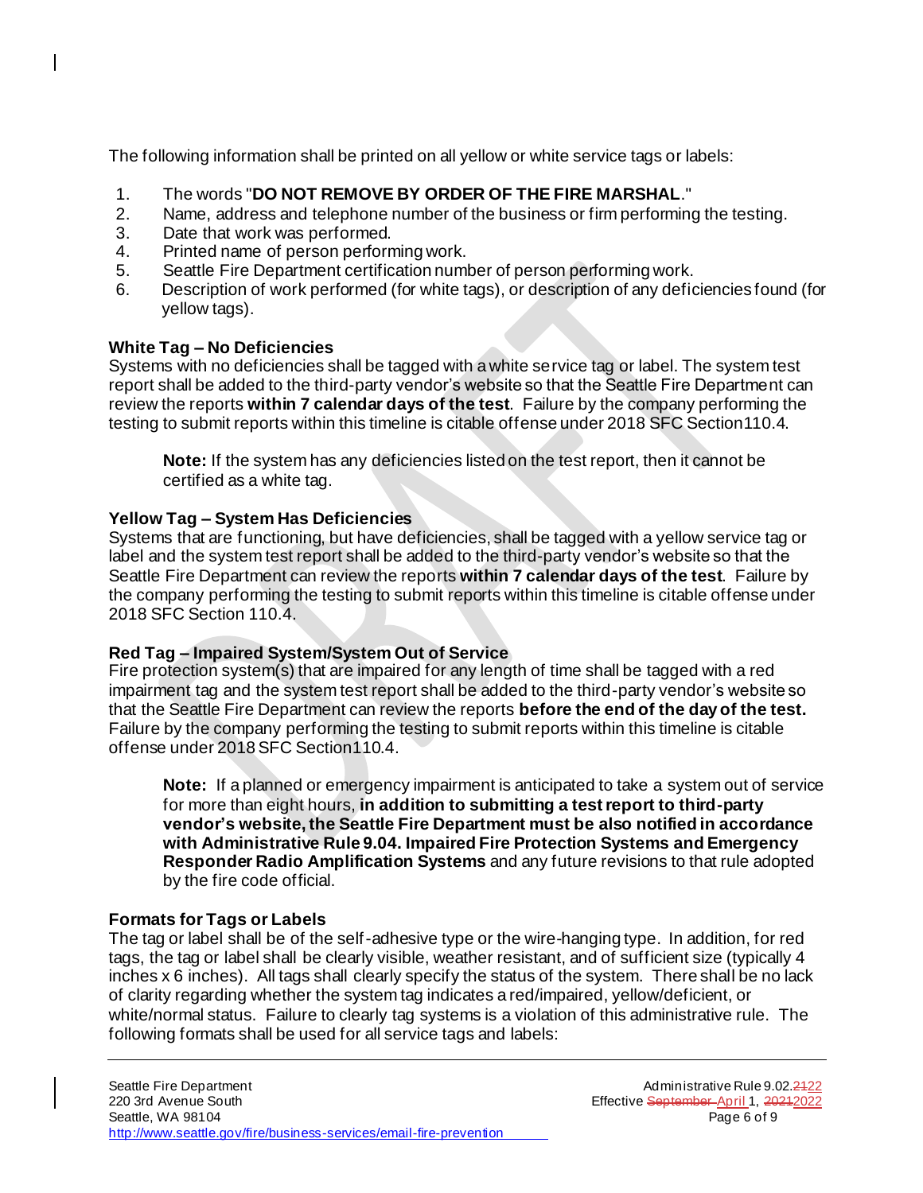The following information shall be printed on all yellow or white service tags or labels:

1. The words "**DO NOT REMOVE BY ORDER OF THE FIRE MARSHAL**."
2. Name, address and telephone number of the business or firm performing the testing.
3. Date that work was performed.
4. Printed name of person performing work.
5. Seattle Fire Department certification number of person performing work.
6. Description of work performed (for white tags), or description of any deficiencies found (for yellow tags).

**White Tag – No Deficiencies**
Systems with no deficiencies shall be tagged with a white service tag or label. The system test report shall be added to the third-party vendor's website so that the Seattle Fire Department can review the reports **within 7 calendar days of the test**. Failure by the company performing the testing to submit reports within this timeline is citable offense under 2018 SFC Section110.4.

> **Note:** If the system has any deficiencies listed on the test report, then it cannot be certified as a white tag.

**Yellow Tag – System Has Deficiencies**
Systems that are functioning, but have deficiencies, shall be tagged with a yellow service tag or label and the system test report shall be added to the third-party vendor's website so that the Seattle Fire Department can review the reports **within 7 calendar days of the test**. Failure by the company performing the testing to submit reports within this timeline is citable offense under 2018 SFC Section 110.4.

**Red Tag – Impaired System/System Out of Service**
Fire protection system(s) that are impaired for any length of time shall be tagged with a red impairment tag and the system test report shall be added to the third-party vendor's website so that the Seattle Fire Department can review the reports **before the end of the day of the test.** Failure by the company performing the testing to submit reports within this timeline is citable offense under 2018 SFC Section110.4.

> **Note:** If a planned or emergency impairment is anticipated to take a system out of service for more than eight hours, **in addition to submitting a test report to third-party vendor's website, the Seattle Fire Department must be also notified in accordance with Administrative Rule 9.04. Impaired Fire Protection Systems and Emergency Responder Radio Amplification Systems** and any future revisions to that rule adopted by the fire code official.

**Formats for Tags or Labels**
The tag or label shall be of the self-adhesive type or the wire-hanging type. In addition, for red tags, the tag or label shall be clearly visible, weather resistant, and of sufficient size (typically 4 inches x 6 inches). All tags shall clearly specify the status of the system. There shall be no lack of clarity regarding whether the system tag indicates a red/impaired, yellow/deficient, or white/normal status. Failure to clearly tag systems is a violation of this administrative rule. The following formats shall be used for all service tags and labels: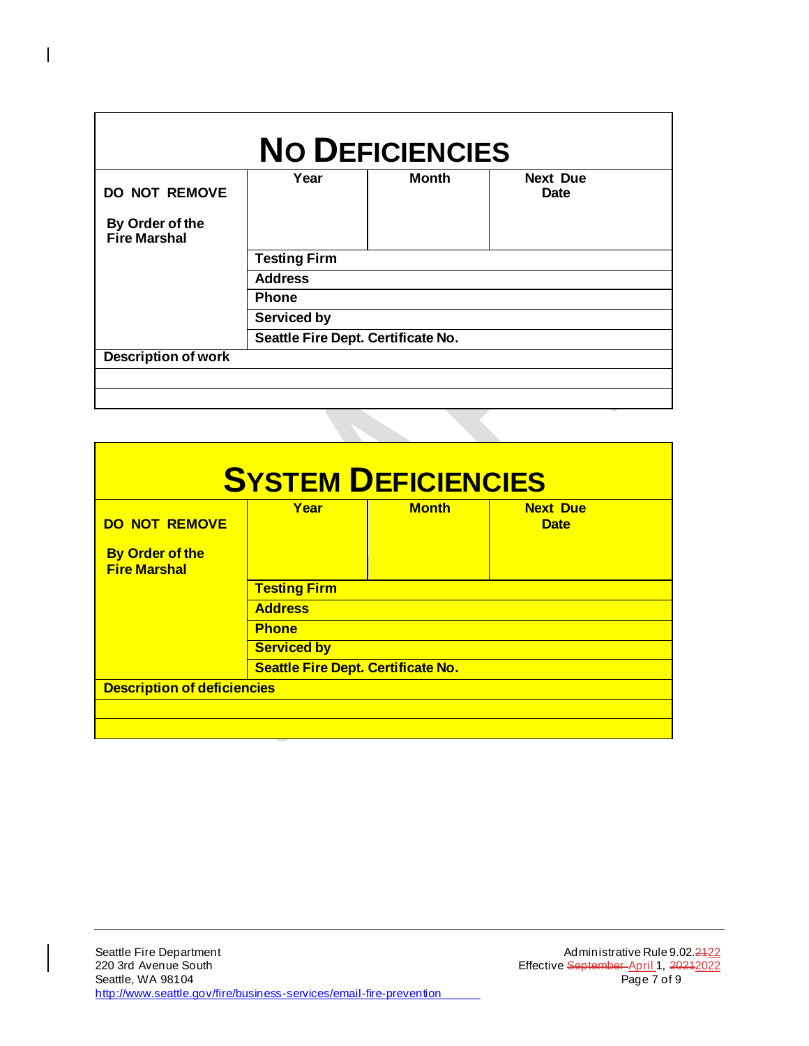# NO DEFICIENCIES

| DO NOT REMOVE<br><br>By Order of the Fire Marshal | Year | Month | Next Due Date |
|---|---|---|---|
| | Testing Firm | | |
| | Address | | |
| | Phone | | |
| | Serviced by | | |
| | Seattle Fire Dept. Certificate No. | | |
| Description of work | | | |
| | | | |
| | | | |

# SYSTEM DEFICIENCIES

| DO NOT REMOVE<br><br>By Order of the Fire Marshal | Year | Month | Next Due Date |
|---|---|---|---|
| | Testing Firm | | |
| | Address | | |
| | Phone | | |
| | Serviced by | | |
| | Seattle Fire Dept. Certificate No. | | |
| Description of deficiencies | | | |
| | | | |
| | | | |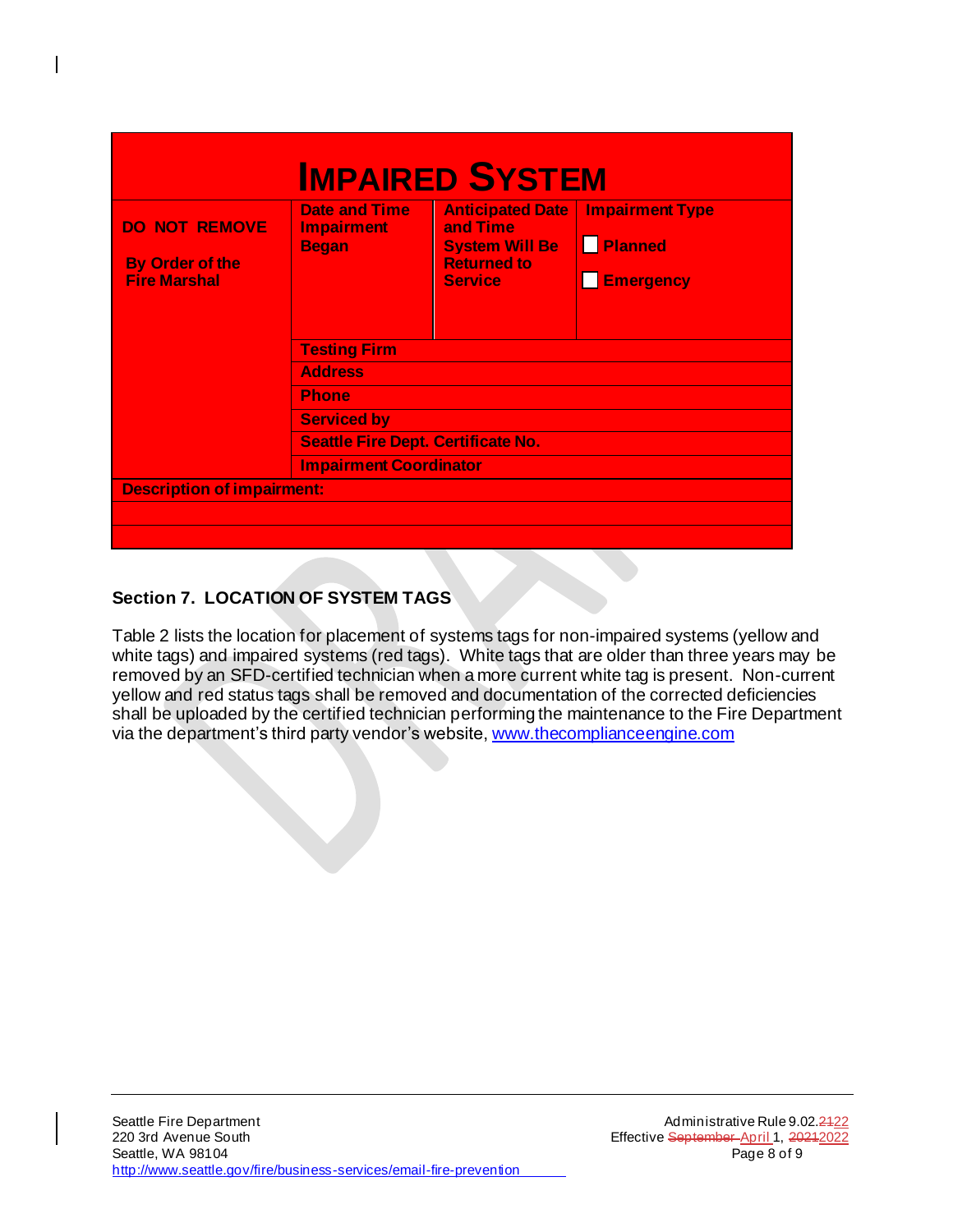| IMPAIRED SYSTEM | | | |
|---|---|---|---|
| **DO NOT REMOVE**<br><br>**By Order of the Fire Marshal** | **Date and Time Impairment Began** | **Anticipated Date and Time System Will Be Returned to Service** | **Impairment Type**<br>☐ **Planned**<br>☐ **Emergency** |
| | **Testing Firm** | | |
| | **Address** | | |
| | **Phone** | | |
| | **Serviced by** | | |
| | **Seattle Fire Dept. Certificate No.** | | |
| | **Impairment Coordinator** | | |
| **Description of impairment:** | | | |
| | | | |
| | | | |

## Section 7. LOCATION OF SYSTEM TAGS

Table 2 lists the location for placement of systems tags for non-impaired systems (yellow and white tags) and impaired systems (red tags). White tags that are older than three years may be removed by an SFD-certified technician when a more current white tag is present. Non-current yellow and red status tags shall be removed and documentation of the corrected deficiencies shall be uploaded by the certified technician performing the maintenance to the Fire Department via the department's third party vendor's website, www.thecomplianceengine.com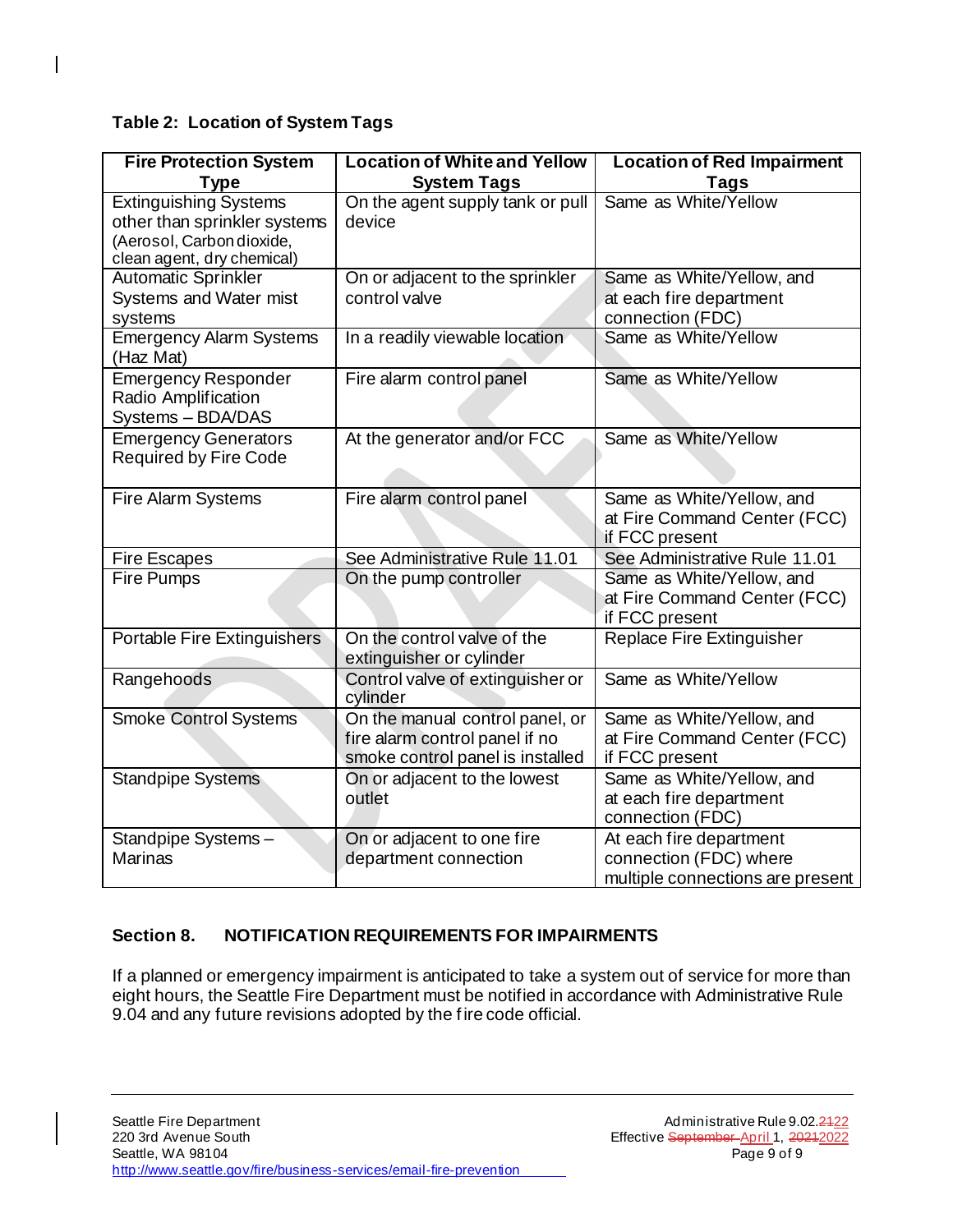**Table 2: Location of System Tags**

| Fire Protection System Type | Location of White and Yellow System Tags | Location of Red Impairment Tags |
|---|---|---|
| Extinguishing Systems other than sprinkler systems (Aerosol, Carbon dioxide, clean agent, dry chemical) | On the agent supply tank or pull device | Same as White/Yellow |
| Automatic Sprinkler Systems and Water mist systems | On or adjacent to the sprinkler control valve | Same as White/Yellow, and at each fire department connection (FDC) |
| Emergency Alarm Systems (Haz Mat) | In a readily viewable location | Same as White/Yellow |
| Emergency Responder Radio Amplification Systems – BDA/DAS | Fire alarm control panel | Same as White/Yellow |
| Emergency Generators Required by Fire Code | At the generator and/or FCC | Same as White/Yellow |
| Fire Alarm Systems | Fire alarm control panel | Same as White/Yellow, and at Fire Command Center (FCC) if FCC present |
| Fire Escapes | See Administrative Rule 11.01 | See Administrative Rule 11.01 |
| Fire Pumps | On the pump controller | Same as White/Yellow, and at Fire Command Center (FCC) if FCC present |
| Portable Fire Extinguishers | On the control valve of the extinguisher or cylinder | Replace Fire Extinguisher |
| Rangehoods | Control valve of extinguisher or cylinder | Same as White/Yellow |
| Smoke Control Systems | On the manual control panel, or fire alarm control panel if no smoke control panel is installed | Same as White/Yellow, and at Fire Command Center (FCC) if FCC present |
| Standpipe Systems | On or adjacent to the lowest outlet | Same as White/Yellow, and at each fire department connection (FDC) |
| Standpipe Systems – Marinas | On or adjacent to one fire department connection | At each fire department connection (FDC) where multiple connections are present |

## Section 8. NOTIFICATION REQUIREMENTS FOR IMPAIRMENTS

If a planned or emergency impairment is anticipated to take a system out of service for more than eight hours, the Seattle Fire Department must be notified in accordance with Administrative Rule 9.04 and any future revisions adopted by the fire code official.